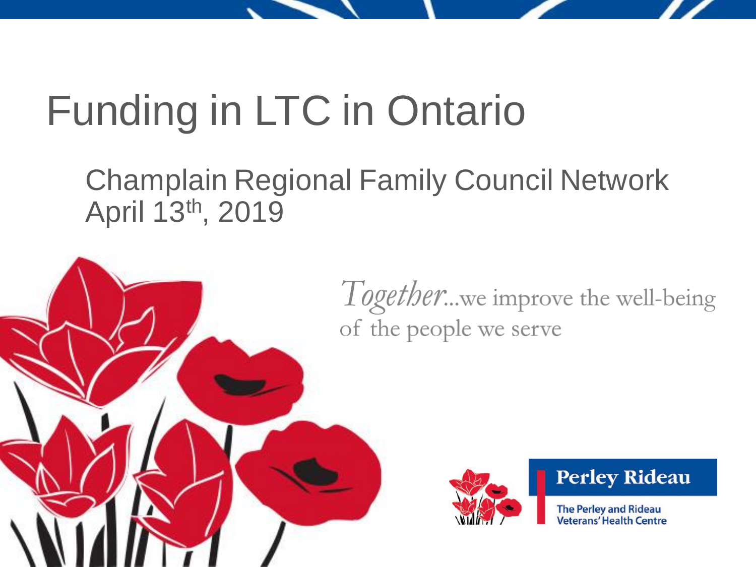# Funding in LTC in Ontario

Champlain Regional Family Council Network
April 13th, 2019

*Together*...we improve the well-being of the people we serve

**Perley Rideau**

The Perley and Rideau Veterans' Health Centre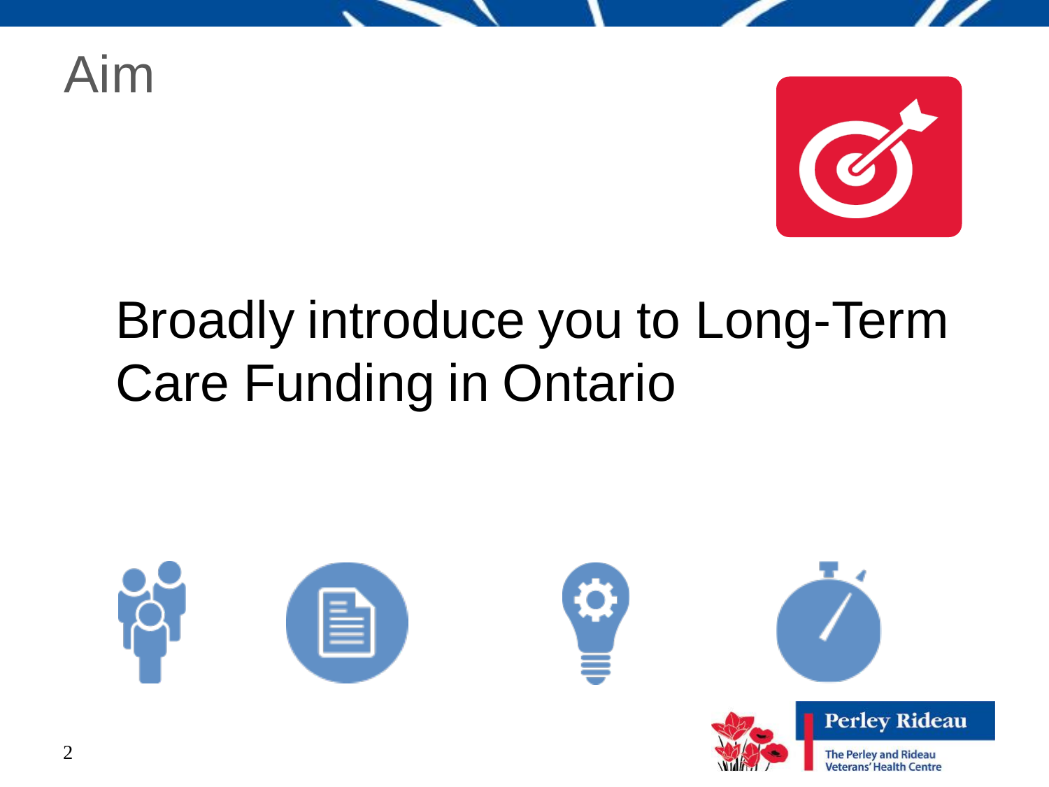# Aim

Broadly introduce you to Long-Term Care Funding in Ontario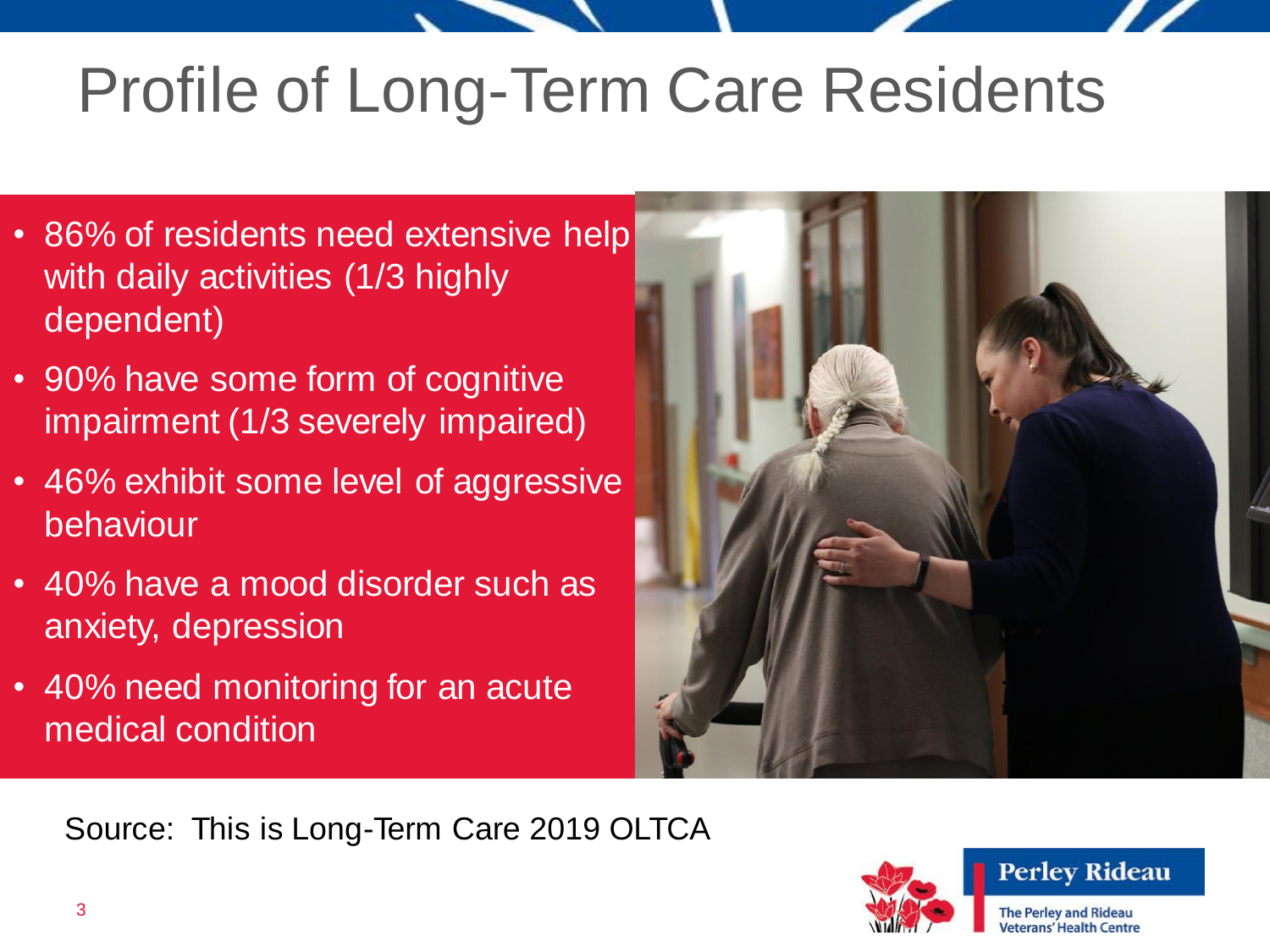# Profile of Long-Term Care Residents

- 86% of residents need extensive help with daily activities (1/3 highly dependent)
- 90% have some form of cognitive impairment (1/3 severely impaired)
- 46% exhibit some level of aggressive behaviour
- 40% have a mood disorder such as anxiety, depression
- 40% need monitoring for an acute medical condition

Source: This is Long-Term Care 2019 OLTCA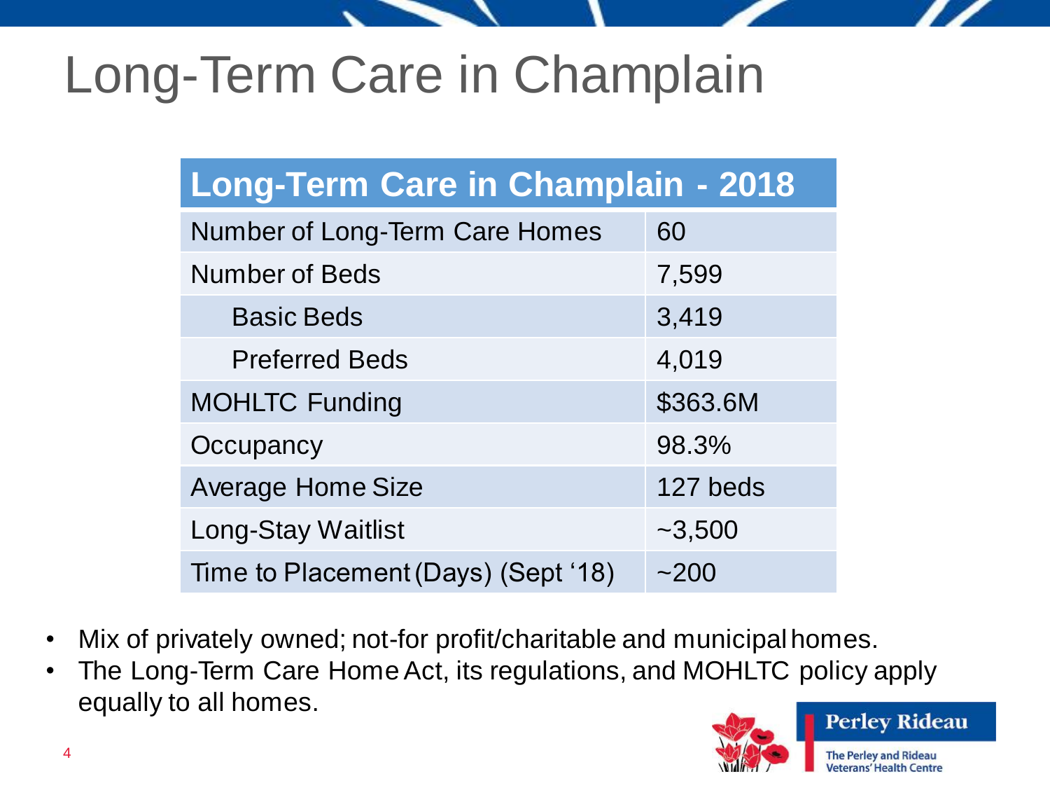# Long-Term Care in Champlain

| Long-Term Care in Champlain - 2018 | |
|---|---|
| Number of Long-Term Care Homes | 60 |
| Number of Beds | 7,599 |
| Basic Beds | 3,419 |
| Preferred Beds | 4,019 |
| MOHLTC Funding | $363.6M |
| Occupancy | 98.3% |
| Average Home Size | 127 beds |
| Long-Stay Waitlist | ~3,500 |
| Time to Placement (Days) (Sept '18) | ~200 |

- Mix of privately owned; not-for profit/charitable and municipal homes.
- The Long-Term Care Home Act, its regulations, and MOHLTC policy apply equally to all homes.

**Perley Rideau**

The Perley and Rideau Veterans' Health Centre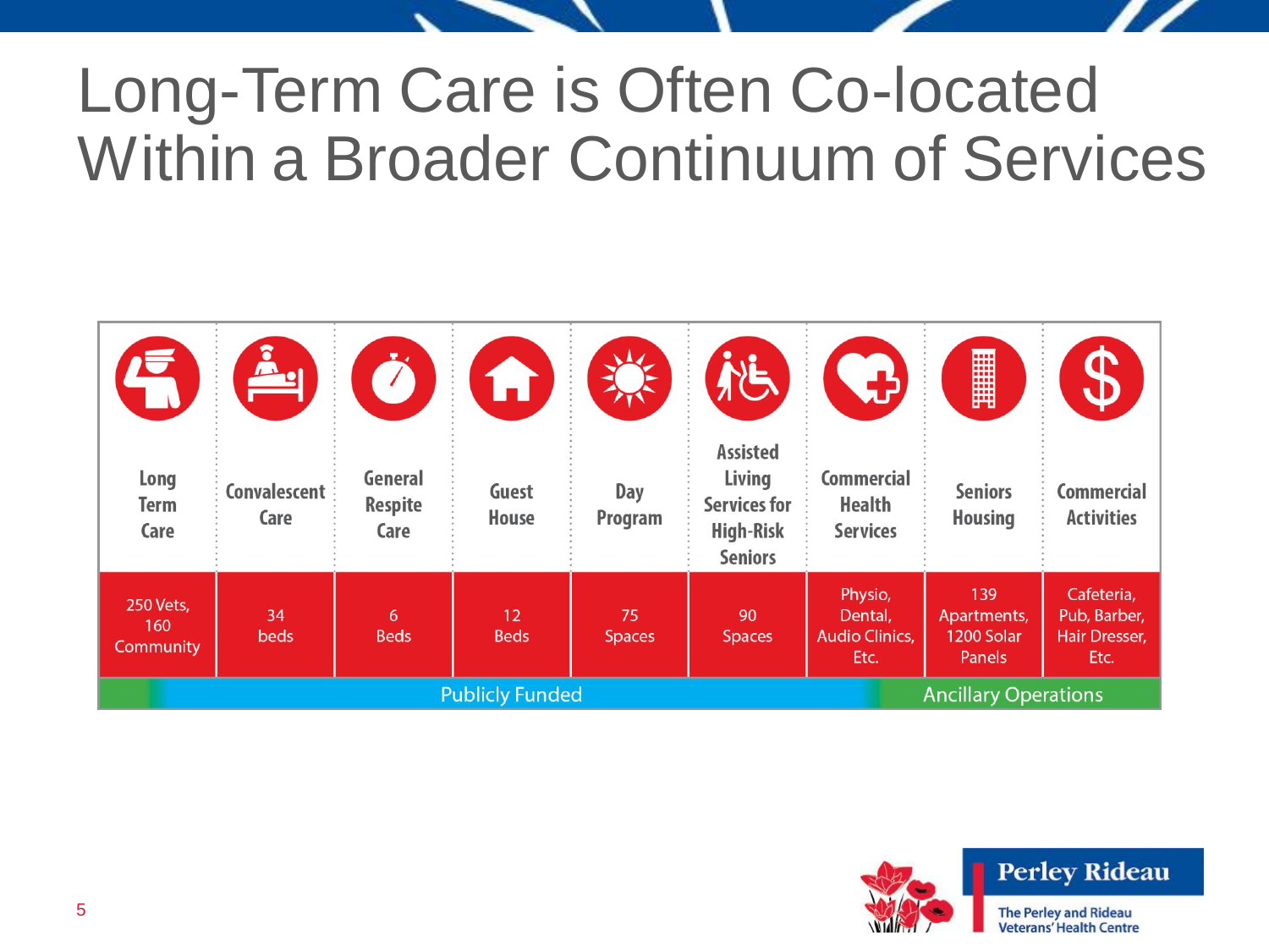# Long-Term Care is Often Co-located Within a Broader Continuum of Services

| Long Term Care | Convalescent Care | General Respite Care | Guest House | Day Program | Assisted Living Services for High-Risk Seniors | Commercial Health Services | Seniors Housing | Commercial Activities |
|---|---|---|---|---|---|---|---|---|
| 250 Vets, 160 Community | 34 beds | 6 Beds | 12 Beds | 75 Spaces | 90 Spaces | Physio, Dental, Audio Clinics, Etc. | 139 Apartments, 1200 Solar Panels | Cafeteria, Pub, Barber, Hair Dresser, Etc. |
| Publicly Funded | | | | | | Ancillary Operations | | |

Perley Rideau
The Perley and Rideau Veterans' Health Centre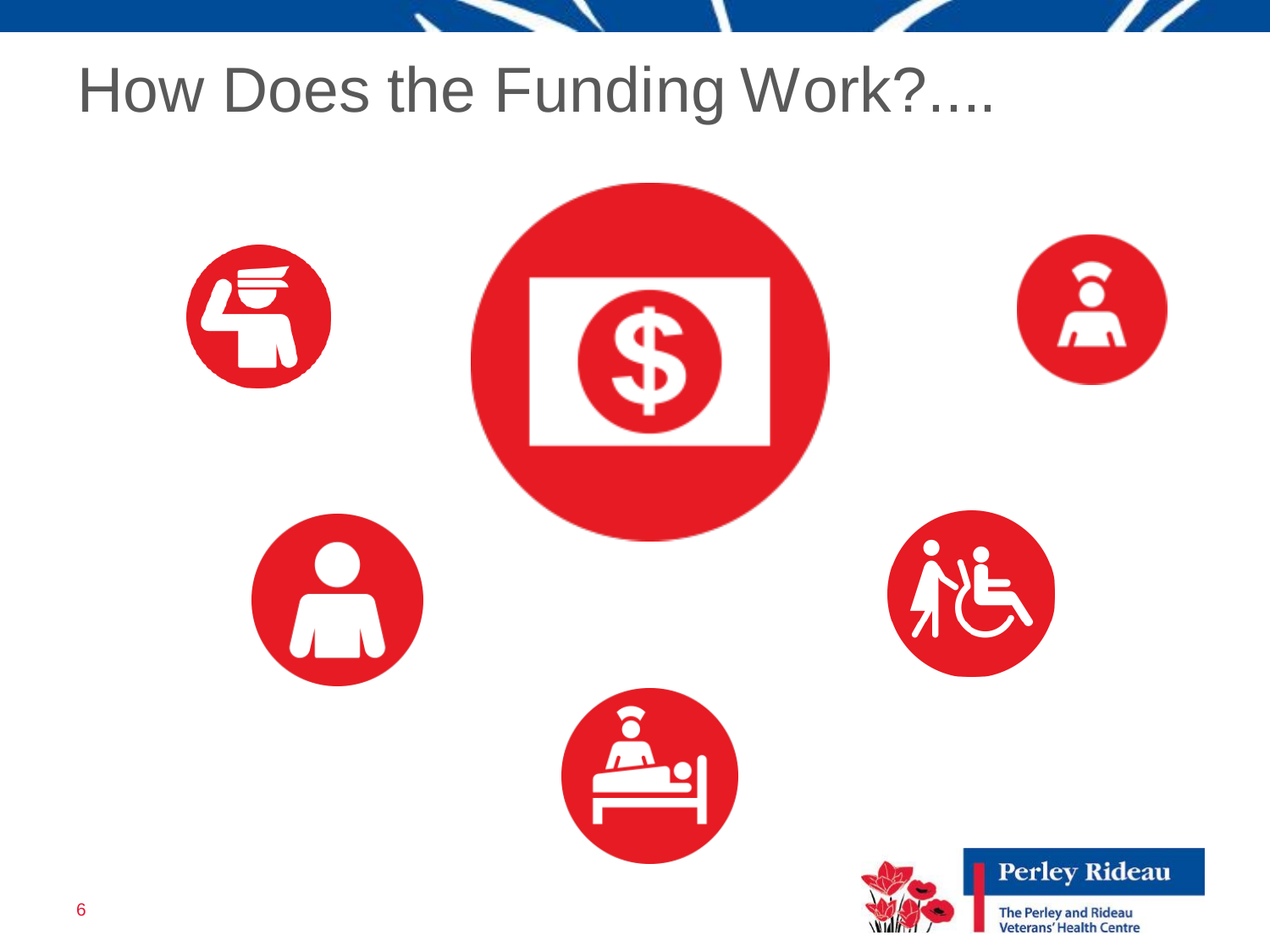# How Does the Funding Work?....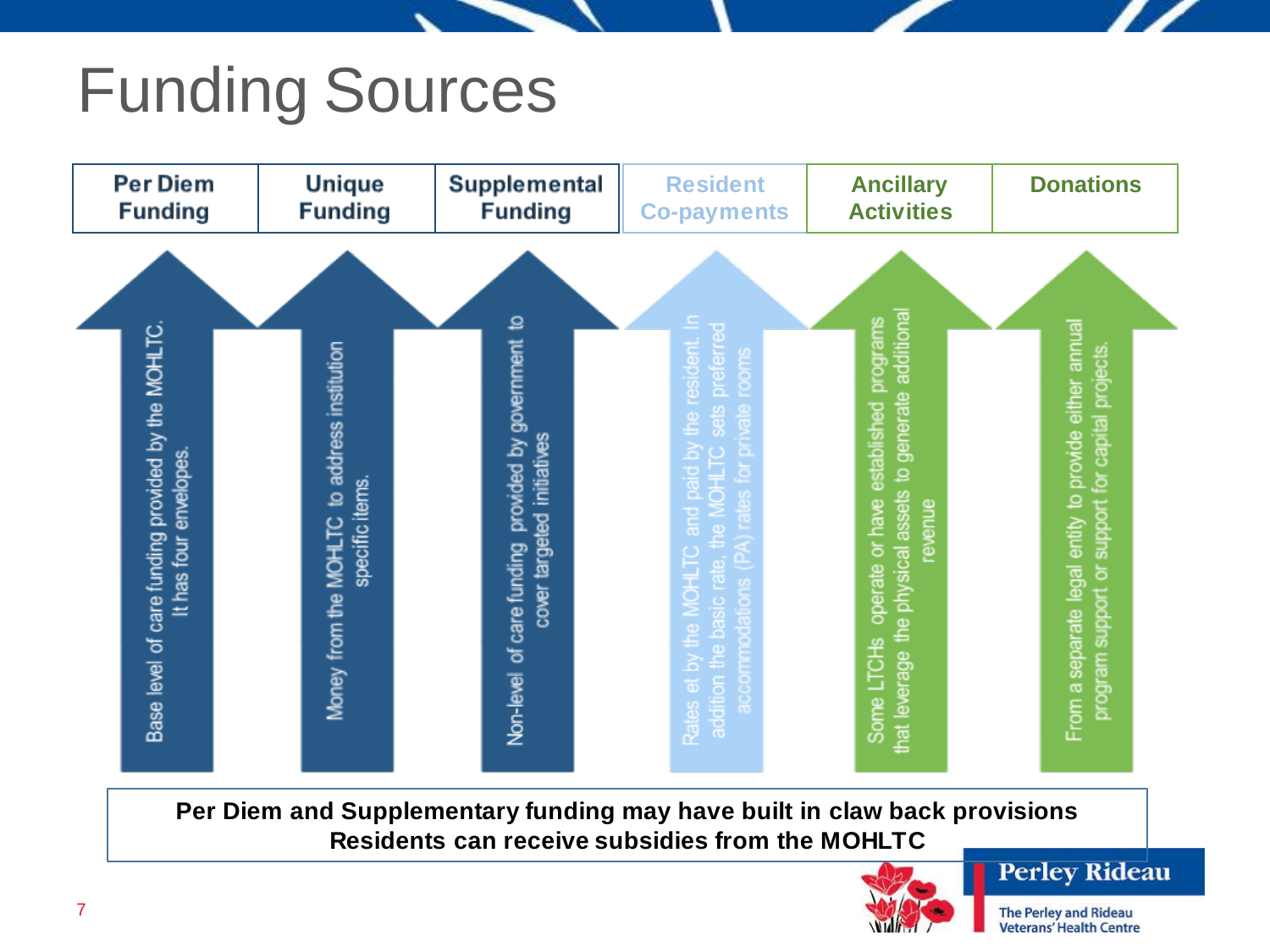# Funding Sources

| Per Diem Funding | Unique Funding | Supplemental Funding | Resident Co-payments | Ancillary Activities | Donations |
|---|---|---|---|---|---|
| Base level of care funding provided by the MOHLTC. It has four envelopes. | Money from the MOHLTC to address institution specific items. | Non-level of care funding provided by government to cover targeted initiatives | Rates et by the MOHLTC and paid by the resident. In addition the basic rate, the MOHLTC sets preferred accommodations (PA) rates for private rooms | Some LTCHs operate or have established programs that leverage the physical assets to generate additional revenue | From a separate legal entity to provide either annual program support or support for capital projects. |

**Per Diem and Supplementary funding may have built in claw back provisions**
**Residents can receive subsidies from the MOHLTC**

Perley Rideau

The Perley and Rideau Veterans' Health Centre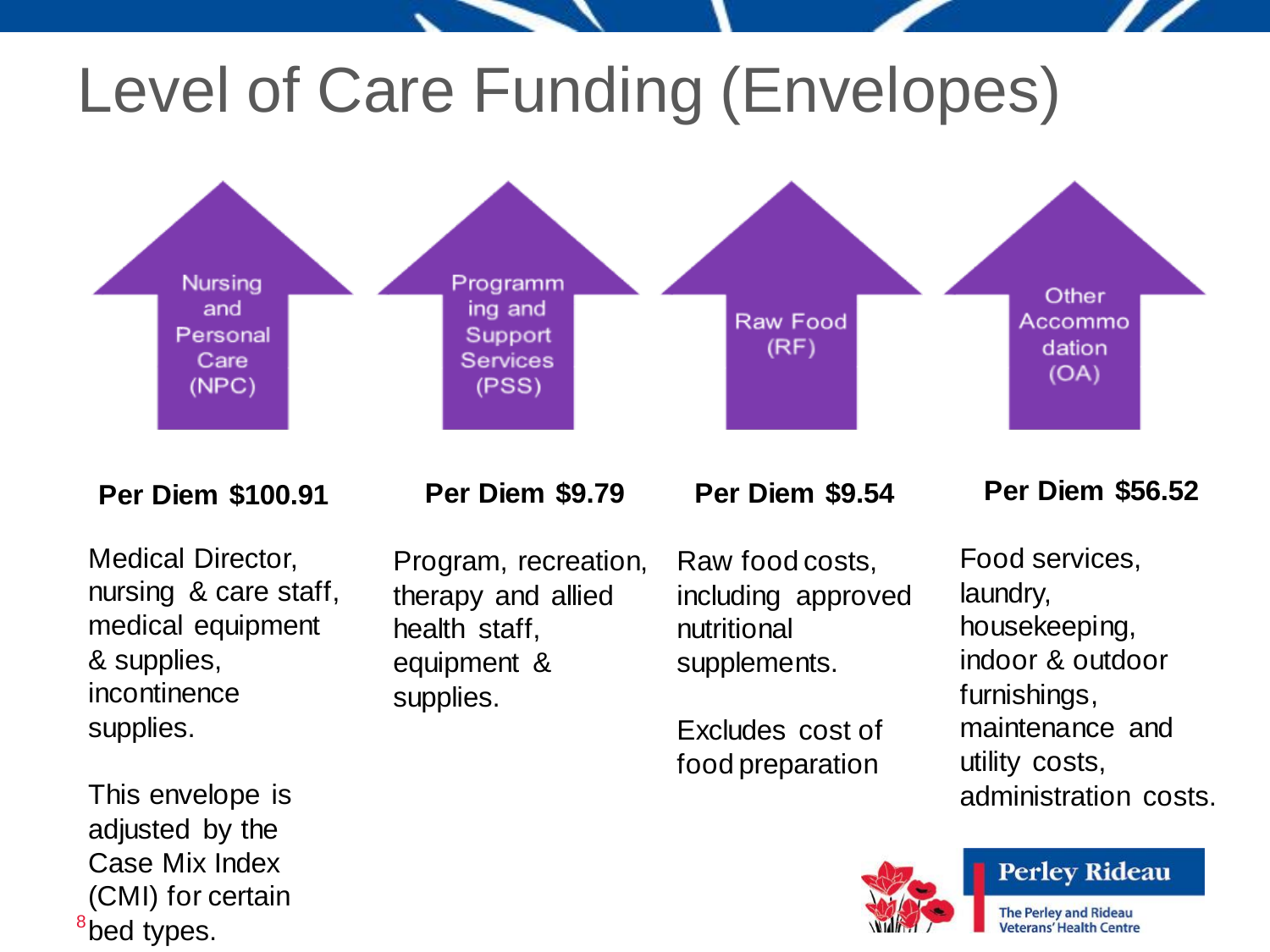# Level of Care Funding (Envelopes)

| Nursing and Personal Care (NPC) | Programming and Support Services (PSS) | Raw Food (RF) | Other Accommodation (OA) |
|---|---|---|---|
| **Per Diem $100.91** | **Per Diem $9.79** | **Per Diem $9.54** | **Per Diem $56.52** |
| Medical Director, nursing & care staff, medical equipment & supplies, incontinence supplies.<br><br>This envelope is adjusted by the Case Mix Index (CMI) for certain bed types. | Program, recreation, therapy and allied health staff, equipment & supplies. | Raw food costs, including approved nutritional supplements.<br><br>Excludes cost of food preparation | Food services, laundry, housekeeping, indoor & outdoor furnishings, maintenance and utility costs, administration costs. |

Perley Rideau

The Perley and Rideau Veterans' Health Centre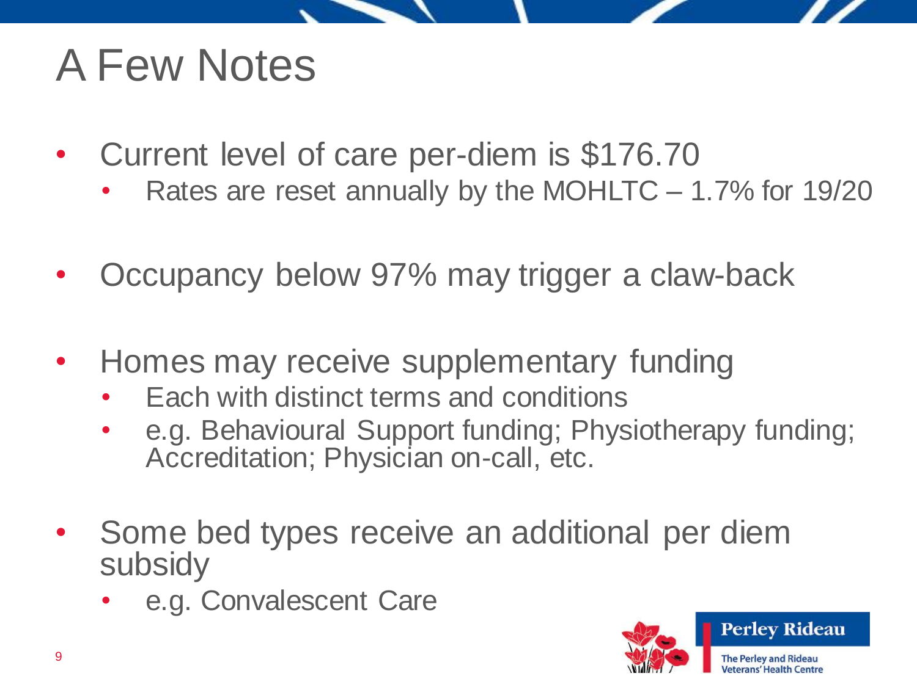# A Few Notes

- Current level of care per-diem is $176.70
  - Rates are reset annually by the MOHLTC – 1.7% for 19/20
- Occupancy below 97% may trigger a claw-back
- Homes may receive supplementary funding
  - Each with distinct terms and conditions
  - e.g. Behavioural Support funding; Physiotherapy funding; Accreditation; Physician on-call, etc.
- Some bed types receive an additional per diem subsidy
  - e.g. Convalescent Care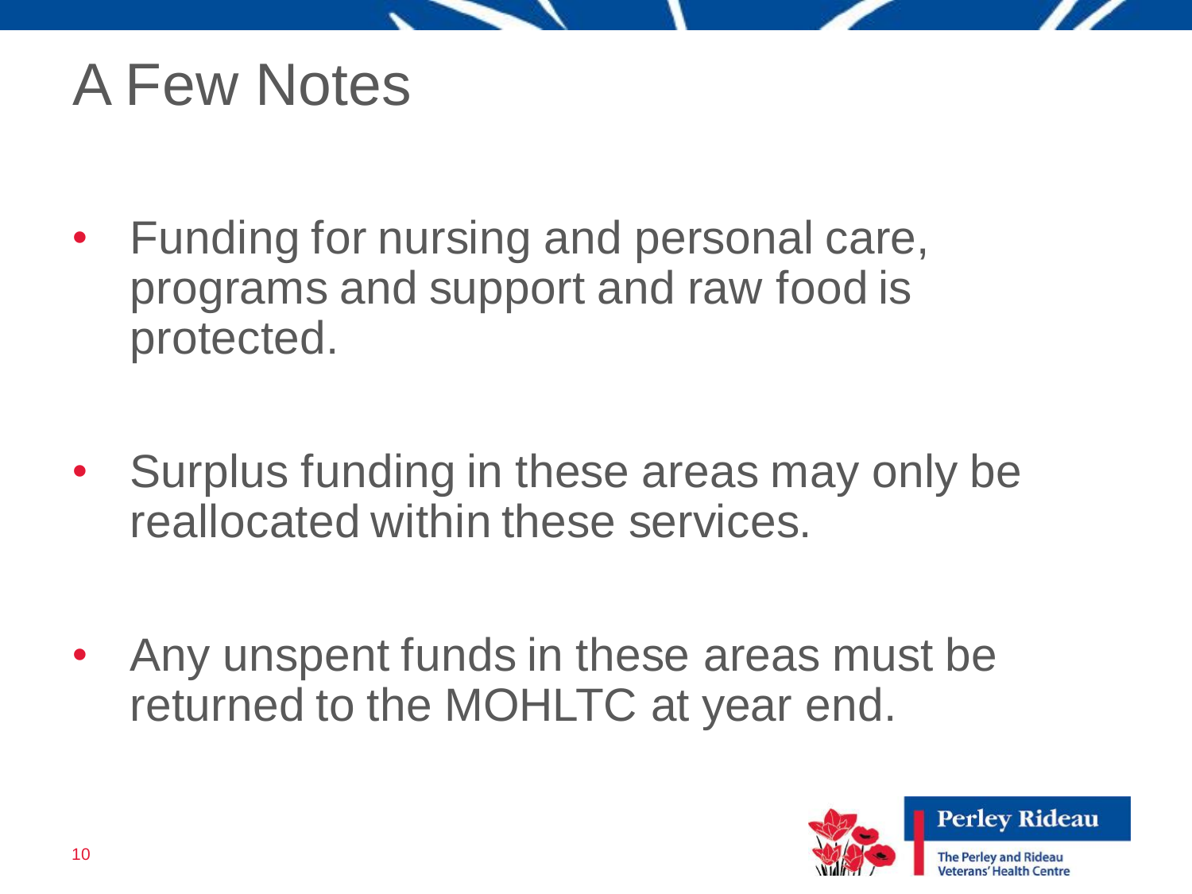# A Few Notes

- Funding for nursing and personal care, programs and support and raw food is protected.

- Surplus funding in these areas may only be reallocated within these services.

- Any unspent funds in these areas must be returned to the MOHLTC at year end.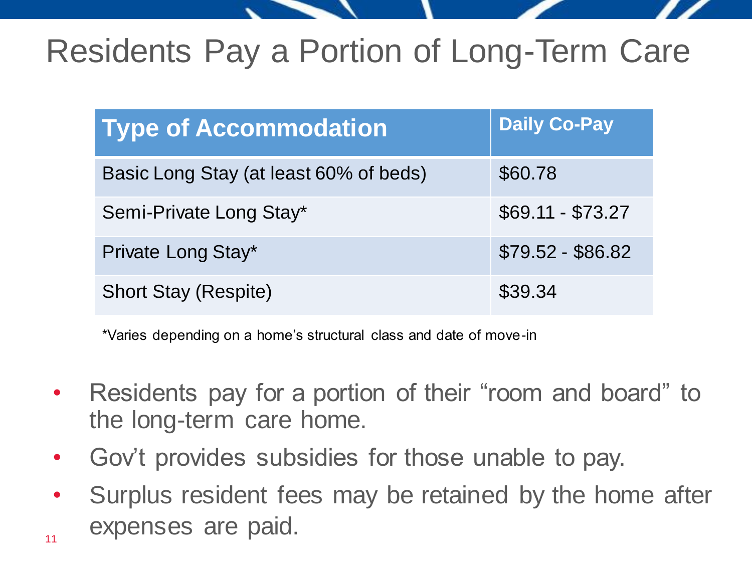# Residents Pay a Portion of Long-Term Care

| Type of Accommodation | Daily Co-Pay |
| --- | --- |
| Basic Long Stay (at least 60% of beds) | $60.78 |
| Semi-Private Long Stay* | $69.11 - $73.27 |
| Private Long Stay* | $79.52 - $86.82 |
| Short Stay (Respite) | $39.34 |

*Varies depending on a home's structural class and date of move-in

- Residents pay for a portion of their "room and board" to the long-term care home.
- Gov't provides subsidies for those unable to pay.
- Surplus resident fees may be retained by the home after expenses are paid.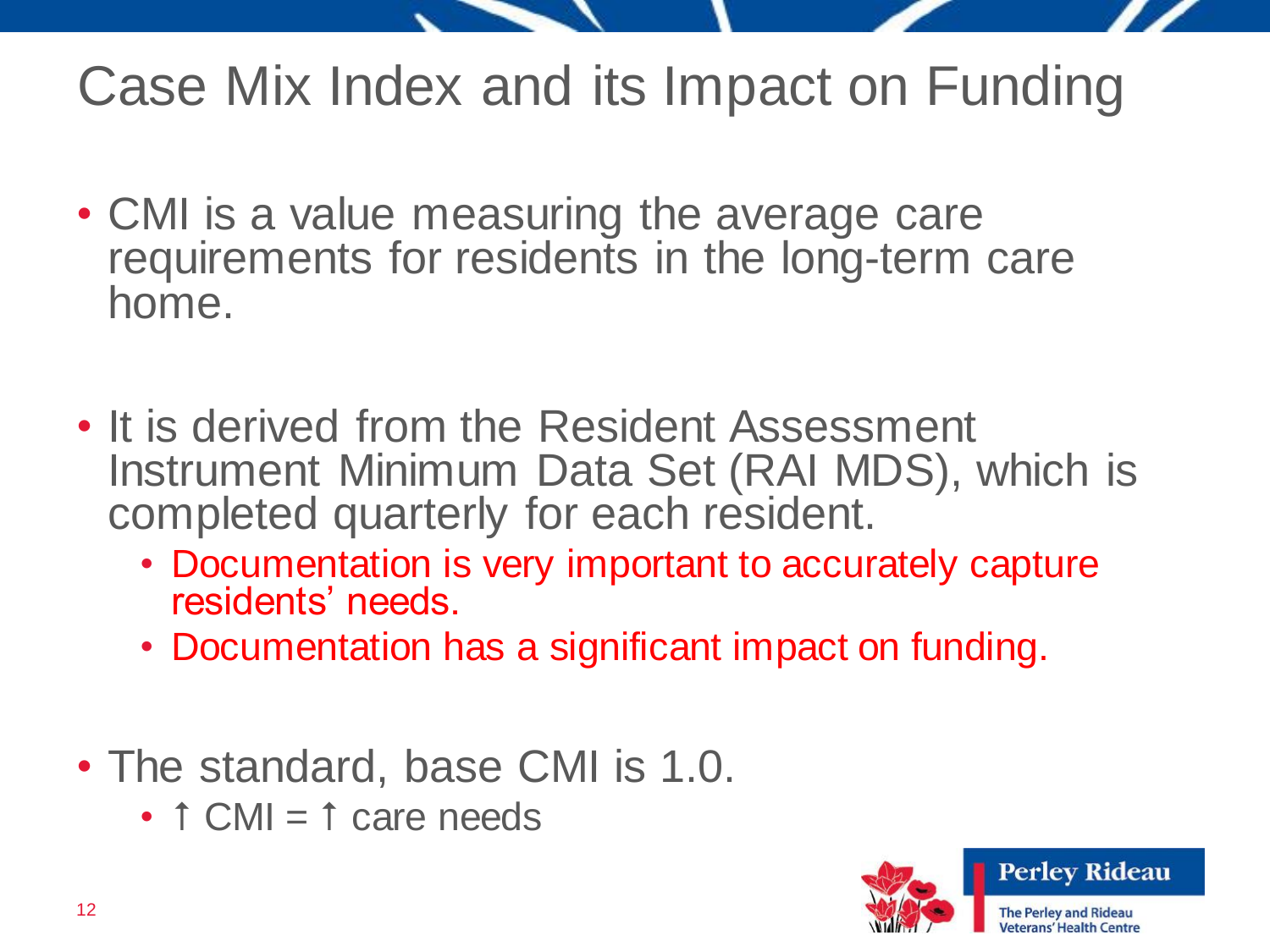# Case Mix Index and its Impact on Funding

- CMI is a value measuring the average care requirements for residents in the long-term care home.

- It is derived from the Resident Assessment Instrument Minimum Data Set (RAI MDS), which is completed quarterly for each resident.
  - Documentation is very important to accurately capture residents' needs.
  - Documentation has a significant impact on funding.

- The standard, base CMI is 1.0.
  - ↑ CMI = ↑ care needs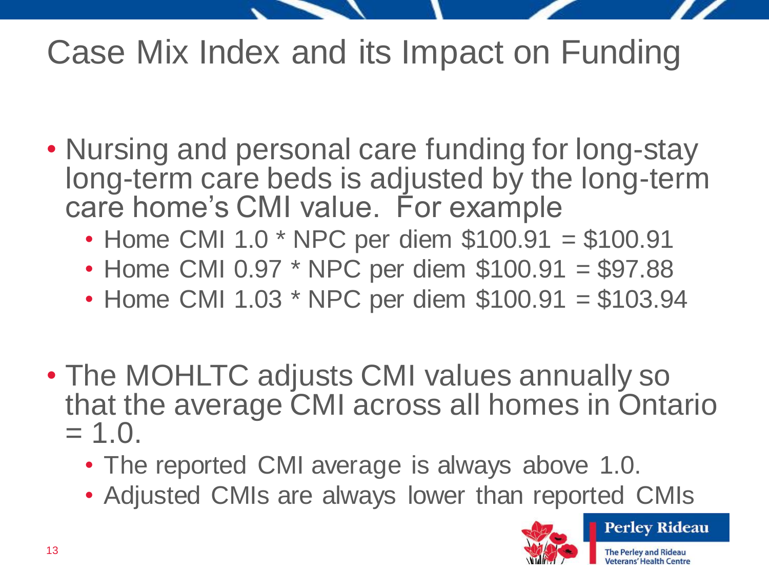# Case Mix Index and its Impact on Funding

- Nursing and personal care funding for long-stay long-term care beds is adjusted by the long-term care home's CMI value. For example
  - Home CMI 1.0 * NPC per diem $100.91 = $100.91
  - Home CMI 0.97 * NPC per diem $100.91 = $97.88
  - Home CMI 1.03 * NPC per diem $100.91 = $103.94
- The MOHLTC adjusts CMI values annually so that the average CMI across all homes in Ontario = 1.0.
  - The reported CMI average is always above 1.0.
  - Adjusted CMIs are always lower than reported CMIs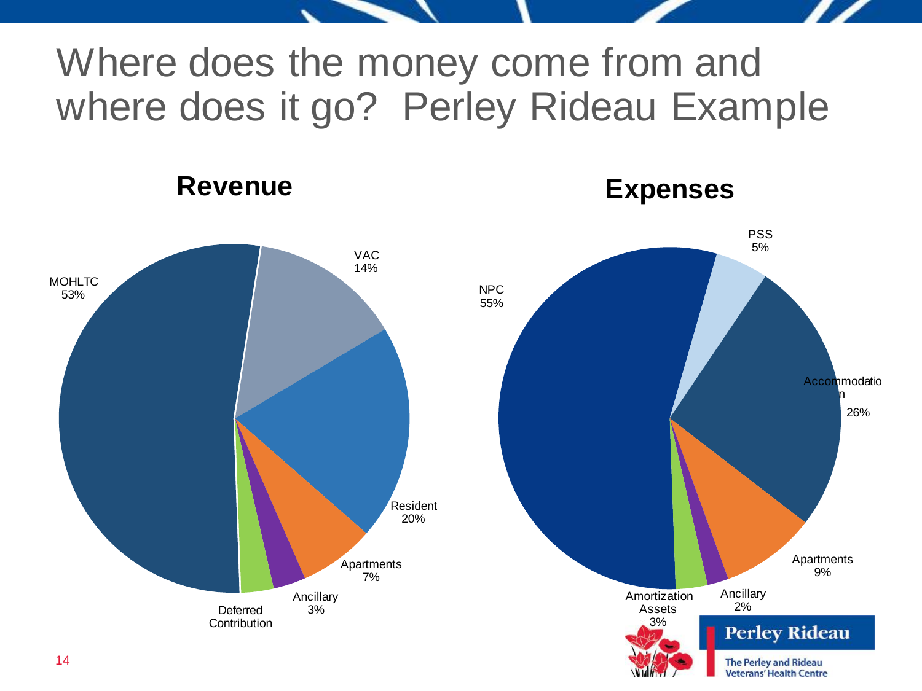# Where does the money come from and where does it go? Perley Rideau Example

## Revenue

- MOHLTC 53%
- VAC 14%
- Resident 20%
- Apartments 7%
- Ancillary 3%
- Deferred Contribution

## Expenses

- NPC 55%
- PSS 5%
- Accommodation 26%
- Apartments 9%
- Ancillary 2%
- Amortization Assets 3%

Perley Rideau

The Perley and Rideau Veterans' Health Centre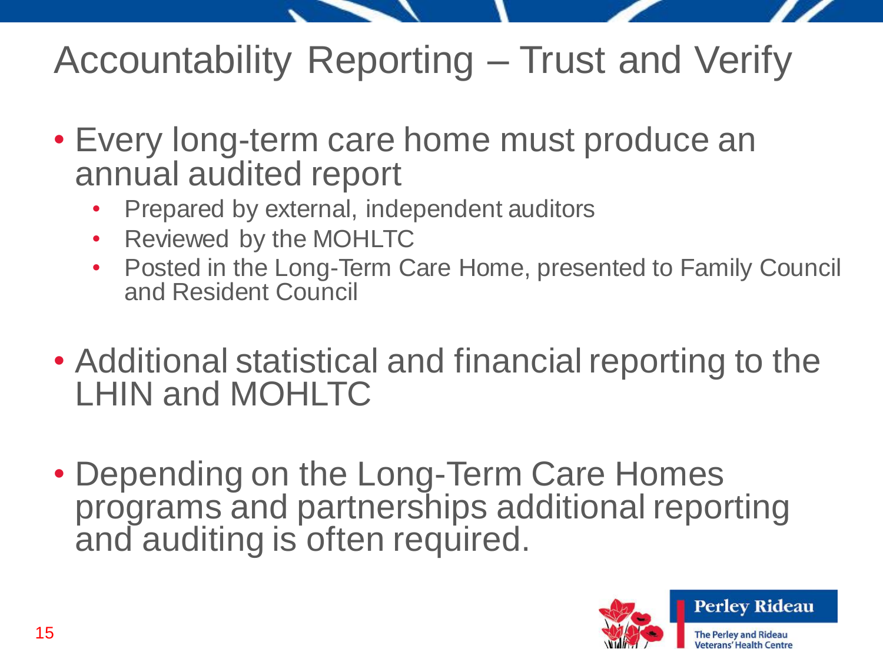# Accountability Reporting – Trust and Verify

- Every long-term care home must produce an annual audited report
  - Prepared by external, independent auditors
  - Reviewed by the MOHLTC
  - Posted in the Long-Term Care Home, presented to Family Council and Resident Council
- Additional statistical and financial reporting to the LHIN and MOHLTC
- Depending on the Long-Term Care Homes programs and partnerships additional reporting and auditing is often required.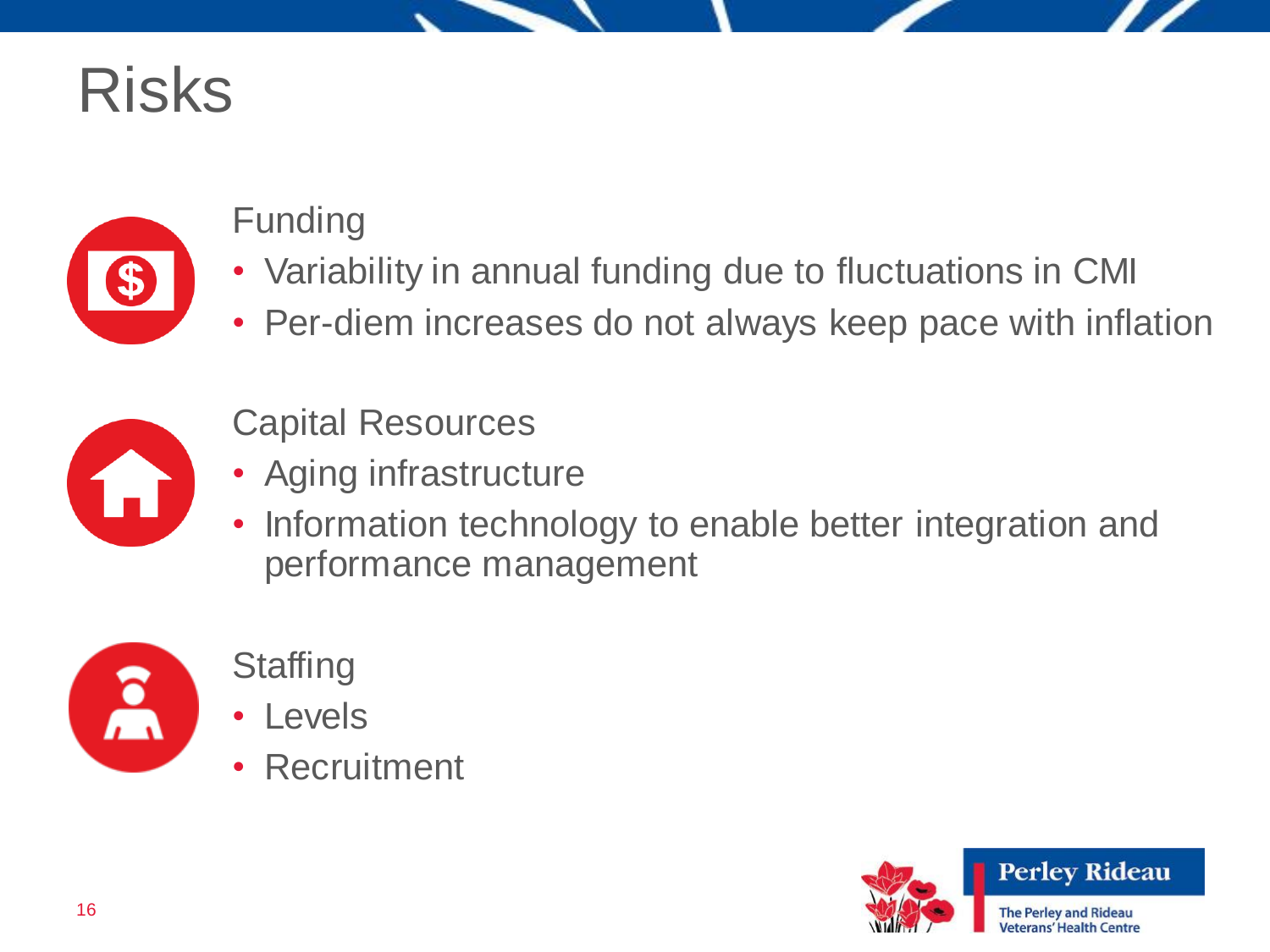# Risks

## Funding

- Variability in annual funding due to fluctuations in CMI
- Per-diem increases do not always keep pace with inflation

## Capital Resources

- Aging infrastructure
- Information technology to enable better integration and performance management

## Staffing

- Levels
- Recruitment

Perley Rideau

The Perley and Rideau Veterans' Health Centre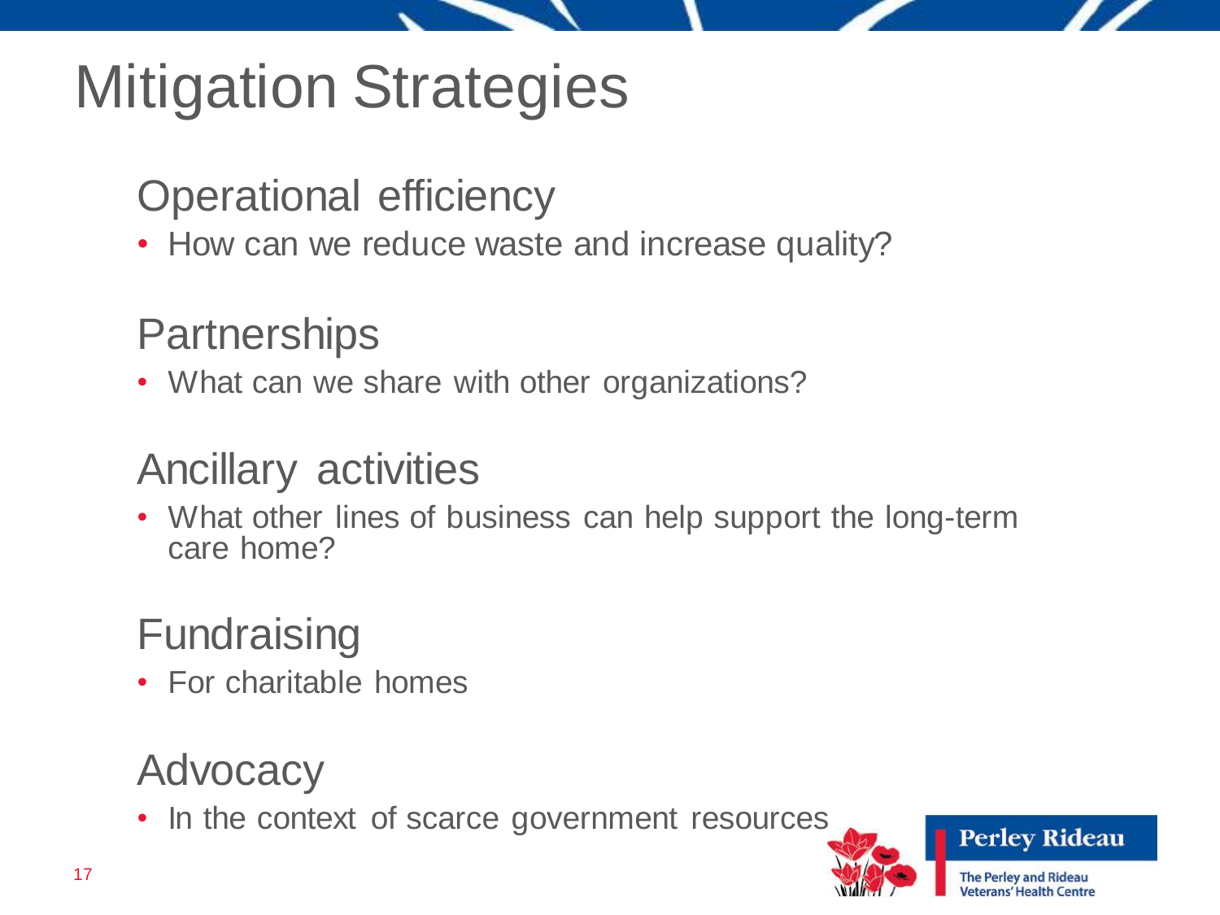# Mitigation Strategies

## Operational efficiency

- How can we reduce waste and increase quality?

## Partnerships

- What can we share with other organizations?

## Ancillary activities

- What other lines of business can help support the long-term care home?

## Fundraising

- For charitable homes

## Advocacy

- In the context of scarce government resources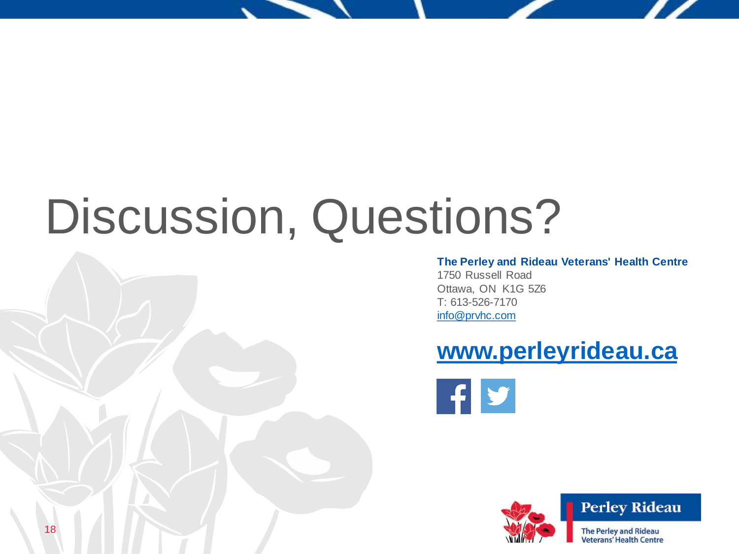# Discussion, Questions?

**The Perley and Rideau Veterans' Health Centre**
1750 Russell Road
Ottawa, ON K1G 5Z6
T: 613-526-7170
info@prvhc.com

## www.perleyrideau.ca

Perley Rideau
The Perley and Rideau Veterans' Health Centre